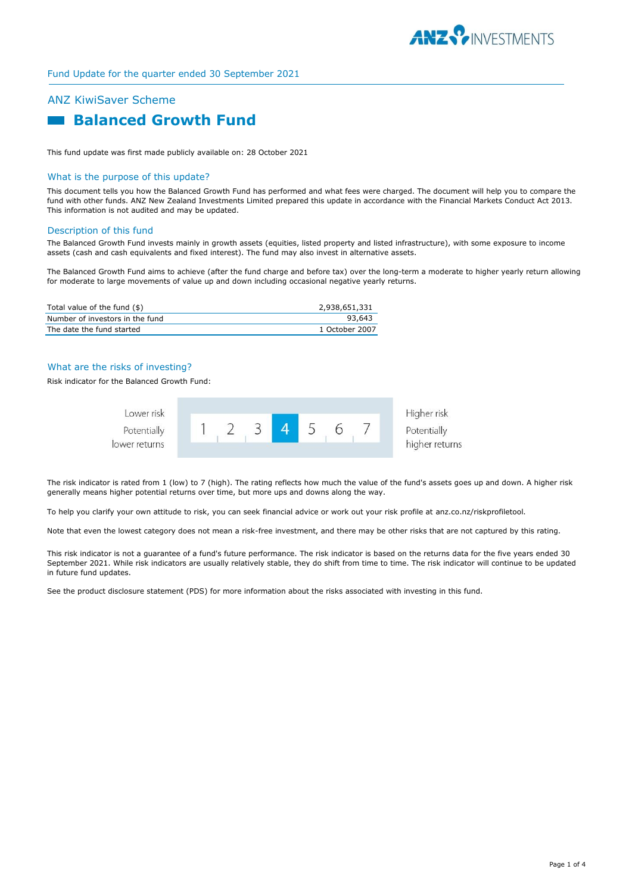Fund Update for the quarter ended 30 September 2021

## ANZ KiwiSaver Scheme

# Balanced Growth Fund

This fund update was first made publicly available on: 28 October 2021

## What is the purpose of this update?

This document tells you how the Balanced Growth Fund has performed and what fees were charged. The document will help you to compare the fund with other funds. ANZ New Zealand Investments Limited prepared this update in accordance with the Financial Markets Conduct Act 2013. This information is not audited and may be updated.

## Description of this fund

The Balanced Growth Fund invests mainly in growth assets (equities, listed property and listed infrastructure), with some exposure to income assets (cash and cash equivalents and fixed interest). The fund may also invest in alternative assets.

The Balanced Growth Fund aims to achieve (after the fund charge and before tax) over the long-term a moderate to higher yearly return allowing for moderate to large movements of value up and down including occasional negative yearly returns.

| | |
|---|---|
| Total value of the fund ($) | 2,938,651,331 |
| Number of investors in the fund | 93,643 |
| The date the fund started | 1 October 2007 |

## What are the risks of investing?

Risk indicator for the Balanced Growth Fund:

| Lower risk<br>Potentially lower returns | 1 | 2 | 3 | **4** | 5 | 6 | 7 | Higher risk<br>Potentially higher returns |
|---|---|---|---|---|---|---|---|---|

The risk indicator is rated from 1 (low) to 7 (high). The rating reflects how much the value of the fund's assets goes up and down. A higher risk generally means higher potential returns over time, but more ups and downs along the way.

To help you clarify your own attitude to risk, you can seek financial advice or work out your risk profile at anz.co.nz/riskprofiletool.

Note that even the lowest category does not mean a risk-free investment, and there may be other risks that are not captured by this rating.

This risk indicator is not a guarantee of a fund's future performance. The risk indicator is based on the returns data for the five years ended 30 September 2021. While risk indicators are usually relatively stable, they do shift from time to time. The risk indicator will continue to be updated in future fund updates.

See the product disclosure statement (PDS) for more information about the risks associated with investing in this fund.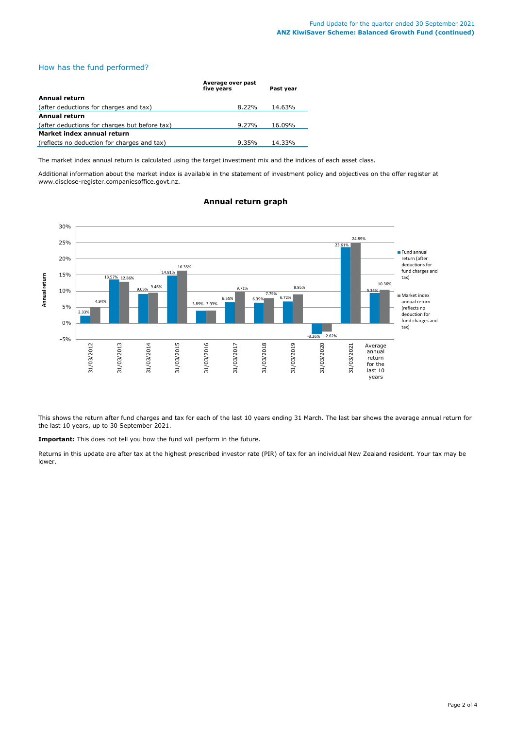## How has the fund performed?

| | Average over past five years | Past year |
|---|---|---|
| **Annual return** | | |
| (after deductions for charges and tax) | 8.22% | 14.63% |
| **Annual return** | | |
| (after deductions for charges but before tax) | 9.27% | 16.09% |
| **Market index annual return** | | |
| (reflects no deduction for charges and tax) | 9.35% | 14.33% |

The market index annual return is calculated using the target investment mix and the indices of each asset class.

Additional information about the market index is available in the statement of investment policy and objectives on the offer register at www.disclose-register.companiesoffice.govt.nz.

### Annual return graph

| Year | Fund annual return (after deductions for fund charges and tax) | Market index annual return (reflects no deduction for fund charges and tax) |
|---|---|---|
| 31/03/2012 | 2.33% | 4.94% |
| 31/03/2013 | 13.57% | 12.86% |
| 31/03/2014 | 9.05% | 9.46% |
| 31/03/2015 | 14.81% | 16.35% |
| 31/03/2016 | 3.89% | 3.93% |
| 31/03/2017 | 6.55% | 9.71% |
| 31/03/2018 | 6.39% | 7.79% |
| 31/03/2019 | 6.72% | 8.95% |
| 31/03/2020 | -3.26% | -2.62% |
| 31/03/2021 | 23.61% | 24.89% |
| Average annual return for the last 10 years | 9.36% | 10.36% |

This shows the return after fund charges and tax for each of the last 10 years ending 31 March. The last bar shows the average annual return for the last 10 years, up to 30 September 2021.

**Important:** This does not tell you how the fund will perform in the future.

Returns in this update are after tax at the highest prescribed investor rate (PIR) of tax for an individual New Zealand resident. Your tax may be lower.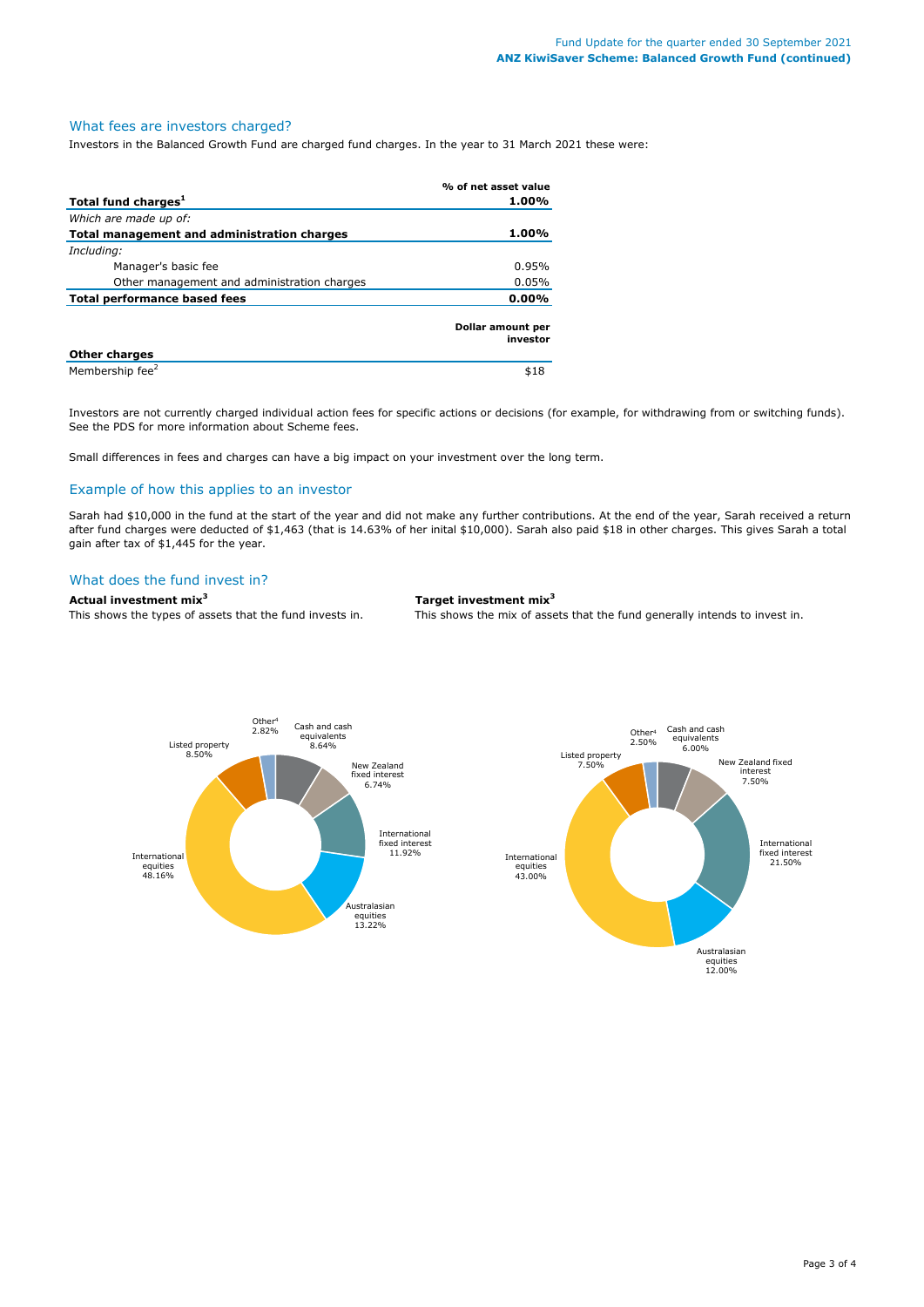## What fees are investors charged?

Investors in the Balanced Growth Fund are charged fund charges. In the year to 31 March 2021 these were:

| | % of net asset value |
|---|---|
| **Total fund charges[1]** | **1.00%** |
| *Which are made up of:* | |
| **Total management and administration charges** | **1.00%** |
| *Including:* | |
| Manager's basic fee | 0.95% |
| Other management and administration charges | 0.05% |
| **Total performance based fees** | **0.00%** |
| | **Dollar amount per investor** |
| **Other charges** | |
| Membership fee[2] | $18 |

Investors are not currently charged individual action fees for specific actions or decisions (for example, for withdrawing from or switching funds). See the PDS for more information about Scheme fees.

Small differences in fees and charges can have a big impact on your investment over the long term.

## Example of how this applies to an investor

Sarah had $10,000 in the fund at the start of the year and did not make any further contributions. At the end of the year, Sarah received a return after fund charges were deducted of $1,463 (that is 14.63% of her inital $10,000). Sarah also paid $18 in other charges. This gives Sarah a total gain after tax of $1,445 for the year.

## What does the fund invest in?

**Actual investment mix[3]**

This shows the types of assets that the fund invests in.

| Asset class | Actual |
|---|---|
| Cash and cash equivalents | 8.64% |
| New Zealand fixed interest | 6.74% |
| International fixed interest | 11.92% |
| Australasian equities | 13.22% |
| International equities | 48.16% |
| Listed property | 8.50% |
| Other[4] | 2.82% |

**Target investment mix[3]**

This shows the mix of assets that the fund generally intends to invest in.

| Asset class | Target |
|---|---|
| Cash and cash equivalents | 6.00% |
| New Zealand fixed interest | 7.50% |
| International fixed interest | 21.50% |
| Australasian equities | 12.00% |
| International equities | 43.00% |
| Listed property | 7.50% |
| Other[4] | 2.50% |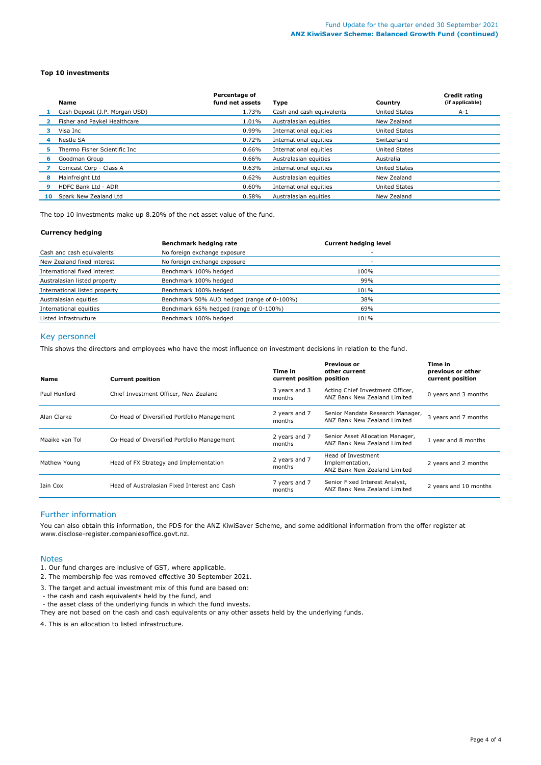### Top 10 investments

| | Name | Percentage of fund net assets | Type | Country | Credit rating (if applicable) |
|---|---|---|---|---|---|
| 1 | Cash Deposit (J.P. Morgan USD) | 1.73% | Cash and cash equivalents | United States | A-1 |
| 2 | Fisher and Paykel Healthcare | 1.01% | Australasian equities | New Zealand | |
| 3 | Visa Inc | 0.99% | International equities | United States | |
| 4 | Nestle SA | 0.72% | International equities | Switzerland | |
| 5 | Thermo Fisher Scientific Inc | 0.66% | International equities | United States | |
| 6 | Goodman Group | 0.66% | Australasian equities | Australia | |
| 7 | Comcast Corp - Class A | 0.63% | International equities | United States | |
| 8 | Mainfreight Ltd | 0.62% | Australasian equities | New Zealand | |
| 9 | HDFC Bank Ltd - ADR | 0.60% | International equities | United States | |
| 10 | Spark New Zealand Ltd | 0.58% | Australasian equities | New Zealand | |

The top 10 investments make up 8.20% of the net asset value of the fund.

### Currency hedging

| | Benchmark hedging rate | Current hedging level |
|---|---|---|
| Cash and cash equivalents | No foreign exchange exposure | - |
| New Zealand fixed interest | No foreign exchange exposure | - |
| International fixed interest | Benchmark 100% hedged | 100% |
| Australasian listed property | Benchmark 100% hedged | 99% |
| International listed property | Benchmark 100% hedged | 101% |
| Australasian equities | Benchmark 50% AUD hedged (range of 0-100%) | 38% |
| International equities | Benchmark 65% hedged (range of 0-100%) | 69% |
| Listed infrastructure | Benchmark 100% hedged | 101% |

## Key personnel

This shows the directors and employees who have the most influence on investment decisions in relation to the fund.

| Name | Current position | Time in current position | Previous or other current position | Time in previous or other current position |
|---|---|---|---|---|
| Paul Huxford | Chief Investment Officer, New Zealand | 3 years and 3 months | Acting Chief Investment Officer, ANZ Bank New Zealand Limited | 0 years and 3 months |
| Alan Clarke | Co-Head of Diversified Portfolio Management | 2 years and 7 months | Senior Mandate Research Manager, ANZ Bank New Zealand Limited | 3 years and 7 months |
| Maaike van Tol | Co-Head of Diversified Portfolio Management | 2 years and 7 months | Senior Asset Allocation Manager, ANZ Bank New Zealand Limited | 1 year and 8 months |
| Mathew Young | Head of FX Strategy and Implementation | 2 years and 7 months | Head of Investment Implementation, ANZ Bank New Zealand Limited | 2 years and 2 months |
| Iain Cox | Head of Australasian Fixed Interest and Cash | 7 years and 7 months | Senior Fixed Interest Analyst, ANZ Bank New Zealand Limited | 2 years and 10 months |

## Further information

You can also obtain this information, the PDS for the ANZ KiwiSaver Scheme, and some additional information from the offer register at www.disclose-register.companiesoffice.govt.nz.

## Notes

1. Our fund charges are inclusive of GST, where applicable.
2. The membership fee was removed effective 30 September 2021.
3. The target and actual investment mix of this fund are based on:
   - the cash and cash equivalents held by the fund, and
   - the asset class of the underlying funds in which the fund invests.

   They are not based on the cash and cash equivalents or any other assets held by the underlying funds.
4. This is an allocation to listed infrastructure.